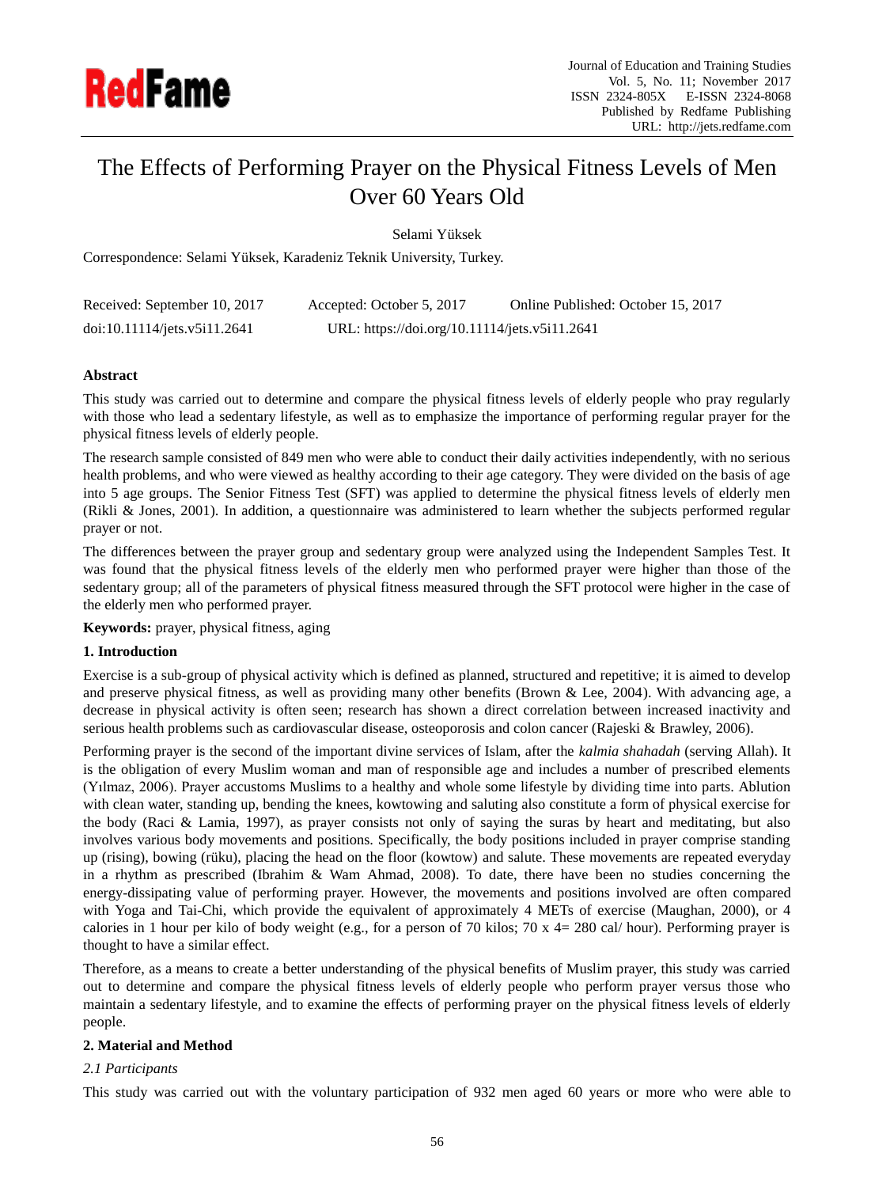# The Effects of Performing Prayer on the Physical Fitness Levels of Men Over 60 Years Old

Selami Yüksek

Correspondence: Selami Yüksek, Karadeniz Teknik University, Turkey.

Received: September 10, 2017 Accepted: October 5, 2017 Online Published: October 15, 2017

doi:10.11114/jets.v5i11.2641 URL: https://doi.org/10.11114/jets.v5i11.2641

**Abstract**

This study was carried out to determine and compare the physical fitness levels of elderly people who pray regularly with those who lead a sedentary lifestyle, as well as to emphasize the importance of performing regular prayer for the physical fitness levels of elderly people.

The research sample consisted of 849 men who were able to conduct their daily activities independently, with no serious health problems, and who were viewed as healthy according to their age category. They were divided on the basis of age into 5 age groups. The Senior Fitness Test (SFT) was applied to determine the physical fitness levels of elderly men (Rikli & Jones, 2001). In addition, a questionnaire was administered to learn whether the subjects performed regular prayer or not.

The differences between the prayer group and sedentary group were analyzed using the Independent Samples Test. It was found that the physical fitness levels of the elderly men who performed prayer were higher than those of the sedentary group; all of the parameters of physical fitness measured through the SFT protocol were higher in the case of the elderly men who performed prayer.

**Keywords:** prayer, physical fitness, aging

## 1. Introduction

Exercise is a sub-group of physical activity which is defined as planned, structured and repetitive; it is aimed to develop and preserve physical fitness, as well as providing many other benefits (Brown & Lee, 2004). With advancing age, a decrease in physical activity is often seen; research has shown a direct correlation between increased inactivity and serious health problems such as cardiovascular disease, osteoporosis and colon cancer (Rajeski & Brawley, 2006).

Performing prayer is the second of the important divine services of Islam, after the *kalmia shahadah* (serving Allah). It is the obligation of every Muslim woman and man of responsible age and includes a number of prescribed elements (Yılmaz, 2006). Prayer accustoms Muslims to a healthy and whole some lifestyle by dividing time into parts. Ablution with clean water, standing up, bending the knees, kowtowing and saluting also constitute a form of physical exercise for the body (Raci & Lamia, 1997), as prayer consists not only of saying the suras by heart and meditating, but also involves various body movements and positions. Specifically, the body positions included in prayer comprise standing up (rising), bowing (rüku), placing the head on the floor (kowtow) and salute. These movements are repeated everyday in a rhythm as prescribed (Ibrahim & Wam Ahmad, 2008). To date, there have been no studies concerning the energy-dissipating value of performing prayer. However, the movements and positions involved are often compared with Yoga and Tai-Chi, which provide the equivalent of approximately 4 METs of exercise (Maughan, 2000), or 4 calories in 1 hour per kilo of body weight (e.g., for a person of 70 kilos; 70 x 4= 280 cal/ hour). Performing prayer is thought to have a similar effect.

Therefore, as a means to create a better understanding of the physical benefits of Muslim prayer, this study was carried out to determine and compare the physical fitness levels of elderly people who perform prayer versus those who maintain a sedentary lifestyle, and to examine the effects of performing prayer on the physical fitness levels of elderly people.

## 2. Material and Method

### *2.1 Participants*

This study was carried out with the voluntary participation of 932 men aged 60 years or more who were able to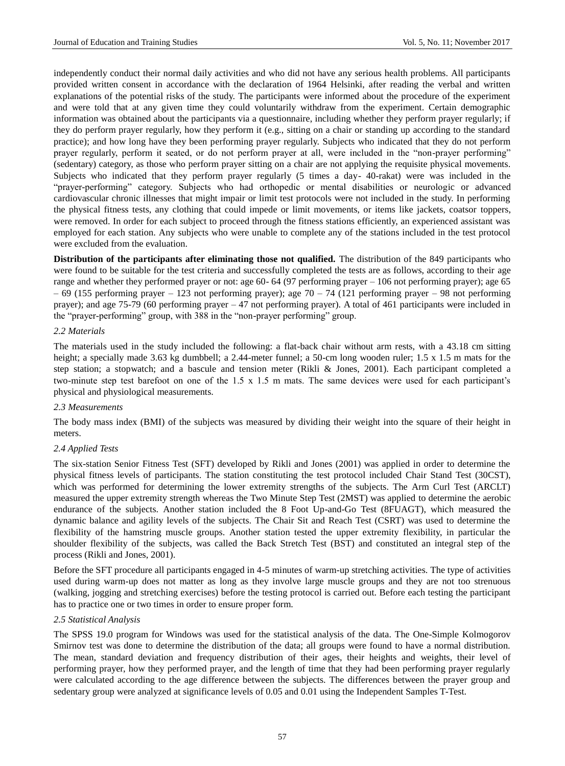independently conduct their normal daily activities and who did not have any serious health problems. All participants provided written consent in accordance with the declaration of 1964 Helsinki, after reading the verbal and written explanations of the potential risks of the study. The participants were informed about the procedure of the experiment and were told that at any given time they could voluntarily withdraw from the experiment. Certain demographic information was obtained about the participants via a questionnaire, including whether they perform prayer regularly; if they do perform prayer regularly, how they perform it (e.g., sitting on a chair or standing up according to the standard practice); and how long have they been performing prayer regularly. Subjects who indicated that they do not perform prayer regularly, perform it seated, or do not perform prayer at all, were included in the "non-prayer performing" (sedentary) category, as those who perform prayer sitting on a chair are not applying the requisite physical movements. Subjects who indicated that they perform prayer regularly (5 times a day- 40-rakat) were was included in the "prayer-performing" category. Subjects who had orthopedic or mental disabilities or neurologic or advanced cardiovascular chronic illnesses that might impair or limit test protocols were not included in the study. In performing the physical fitness tests, any clothing that could impede or limit movements, or items like jackets, coatsor toppers, were removed. In order for each subject to proceed through the fitness stations efficiently, an experienced assistant was employed for each station. Any subjects who were unable to complete any of the stations included in the test protocol were excluded from the evaluation.

**Distribution of the participants after eliminating those not qualified.** The distribution of the 849 participants who were found to be suitable for the test criteria and successfully completed the tests are as follows, according to their age range and whether they performed prayer or not: age 60- 64 (97 performing prayer – 106 not performing prayer); age 65 – 69 (155 performing prayer – 123 not performing prayer); age 70 – 74 (121 performing prayer – 98 not performing prayer); and age 75-79 (60 performing prayer – 47 not performing prayer). A total of 461 participants were included in the "prayer-performing" group, with 388 in the "non-prayer performing" group.

### *2.2 Materials*

The materials used in the study included the following: a flat-back chair without arm rests, with a 43.18 cm sitting height; a specially made 3.63 kg dumbbell; a 2.44-meter funnel; a 50-cm long wooden ruler; 1.5 x 1.5 m mats for the step station; a stopwatch; and a bascule and tension meter (Rikli & Jones, 2001). Each participant completed a two-minute step test barefoot on one of the 1.5 x 1.5 m mats. The same devices were used for each participant's physical and physiological measurements.

### *2.3 Measurements*

The body mass index (BMI) of the subjects was measured by dividing their weight into the square of their height in meters.

### *2.4 Applied Tests*

The six-station Senior Fitness Test (SFT) developed by Rikli and Jones (2001) was applied in order to determine the physical fitness levels of participants. The station constituting the test protocol included Chair Stand Test (30CST), which was performed for determining the lower extremity strengths of the subjects. The Arm Curl Test (ARCLT) measured the upper extremity strength whereas the Two Minute Step Test (2MST) was applied to determine the aerobic endurance of the subjects. Another station included the 8 Foot Up-and-Go Test (8FUAGT), which measured the dynamic balance and agility levels of the subjects. The Chair Sit and Reach Test (CSRT) was used to determine the flexibility of the hamstring muscle groups. Another station tested the upper extremity flexibility, in particular the shoulder flexibility of the subjects, was called the Back Stretch Test (BST) and constituted an integral step of the process (Rikli and Jones, 2001).

Before the SFT procedure all participants engaged in 4-5 minutes of warm-up stretching activities. The type of activities used during warm-up does not matter as long as they involve large muscle groups and they are not too strenuous (walking, jogging and stretching exercises) before the testing protocol is carried out. Before each testing the participant has to practice one or two times in order to ensure proper form.

### *2.5 Statistical Analysis*

The SPSS 19.0 program for Windows was used for the statistical analysis of the data. The One-Simple Kolmogorov Smirnov test was done to determine the distribution of the data; all groups were found to have a normal distribution. The mean, standard deviation and frequency distribution of their ages, their heights and weights, their level of performing prayer, how they performed prayer, and the length of time that they had been performing prayer regularly were calculated according to the age difference between the subjects. The differences between the prayer group and sedentary group were analyzed at significance levels of 0.05 and 0.01 using the Independent Samples T-Test.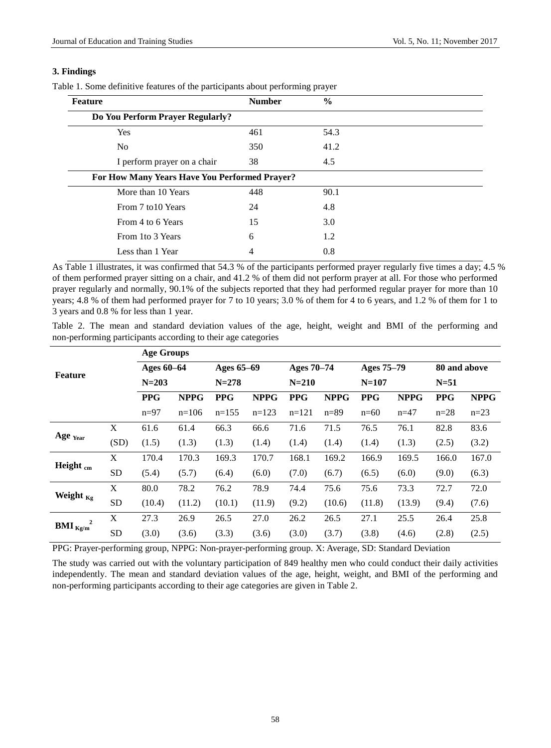## 3. Findings

Table 1. Some definitive features of the participants about performing prayer

| Feature | Number | % |
|---|---|---|
| **Do You Perform Prayer Regularly?** | | |
| Yes | 461 | 54.3 |
| No | 350 | 41.2 |
| I perform prayer on a chair | 38 | 4.5 |
| **For How Many Years Have You Performed Prayer?** | | |
| More than 10 Years | 448 | 90.1 |
| From 7 to10 Years | 24 | 4.8 |
| From 4 to 6 Years | 15 | 3.0 |
| From 1to 3 Years | 6 | 1.2 |
| Less than 1 Year | 4 | 0.8 |

As Table 1 illustrates, it was confirmed that 54.3 % of the participants performed prayer regularly five times a day; 4.5 % of them performed prayer sitting on a chair, and 41.2 % of them did not perform prayer at all. For those who performed prayer regularly and normally, 90.1% of the subjects reported that they had performed regular prayer for more than 10 years; 4.8 % of them had performed prayer for 7 to 10 years; 3.0 % of them for 4 to 6 years, and 1.2 % of them for 1 to 3 years and 0.8 % for less than 1 year.

Table 2. The mean and standard deviation values of the age, height, weight and BMI of the performing and non-performing participants according to their age categories

| Feature | | Age Groups | | | | | | | | | |
|---|---|---|---|---|---|---|---|---|---|---|---|
| | | Ages 60–64 | | Ages 65–69 | | Ages 70–74 | | Ages 75–79 | | 80 and above | |
| | | N=203 | | N=278 | | N=210 | | N=107 | | N=51 | |
| | | PPG | NPPG | PPG | NPPG | PPG | NPPG | PPG | NPPG | PPG | NPPG |
| | | n=97 | n=106 | n=155 | n=123 | n=121 | n=89 | n=60 | n=47 | n=28 | n=23 |
| Age $_{Year}$ | X | 61.6 | 61.4 | 66.3 | 66.6 | 71.6 | 71.5 | 76.5 | 76.1 | 82.8 | 83.6 |
| | (SD) | (1.5) | (1.3) | (1.3) | (1.4) | (1.4) | (1.4) | (1.4) | (1.3) | (2.5) | (3.2) |
| Height $_{cm}$ | X | 170.4 | 170.3 | 169.3 | 170.7 | 168.1 | 169.2 | 166.9 | 169.5 | 166.0 | 167.0 |
| | SD | (5.4) | (5.7) | (6.4) | (6.0) | (7.0) | (6.7) | (6.5) | (6.0) | (9.0) | (6.3) |
| Weight $_{Kg}$ | X | 80.0 | 78.2 | 76.2 | 78.9 | 74.4 | 75.6 | 75.6 | 73.3 | 72.7 | 72.0 |
| | SD | (10.4) | (11.2) | (10.1) | (11.9) | (9.2) | (10.6) | (11.8) | (13.9) | (9.4) | (7.6) |
| BMI $_{Kg/m^2}$ | X | 27.3 | 26.9 | 26.5 | 27.0 | 26.2 | 26.5 | 27.1 | 25.5 | 26.4 | 25.8 |
| | SD | (3.0) | (3.6) | (3.3) | (3.6) | (3.0) | (3.7) | (3.8) | (4.6) | (2.8) | (2.5) |

PPG: Prayer-performing group, NPPG: Non-prayer-performing group. X: Average, SD: Standard Deviation

The study was carried out with the voluntary participation of 849 healthy men who could conduct their daily activities independently. The mean and standard deviation values of the age, height, weight, and BMI of the performing and non-performing participants according to their age categories are given in Table 2.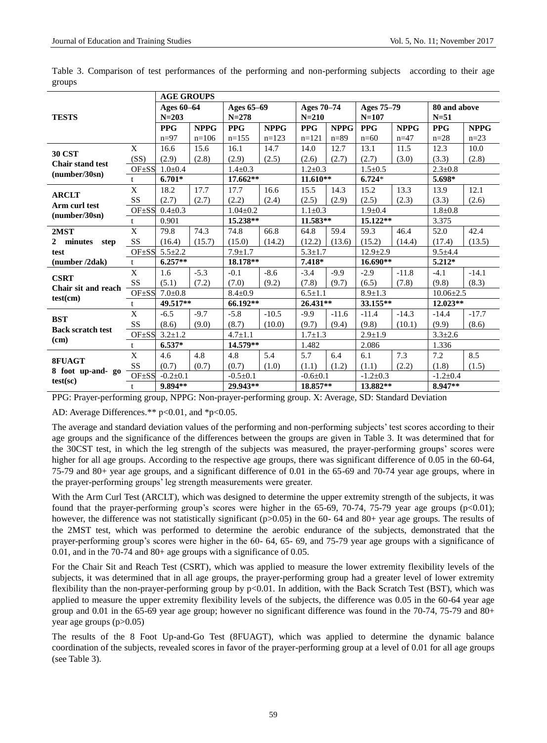Table 3. Comparison of test performances of the performing and non-performing subjects according to their age groups

| TESTS | | AGE GROUPS | | | | | | | | | |
|---|---|---|---|---|---|---|---|---|---|---|---|
| | | Ages 60–64 N=203 | | Ages 65–69 N=278 | | Ages 70–74 N=210 | | Ages 75–79 N=107 | | 80 and above N=51 | |
| | | **PPG** n=97 | **NPPG** n=106 | **PPG** n=155 | **NPPG** n=123 | **PPG** n=121 | **NPPG** n=89 | **PPG** n=60 | **NPPG** n=47 | **PPG** n=28 | **NPPG** n=23 |
| **30 CST Chair stand test (number/30sn)** | X (SS) | 16.6 (2.9) | 15.6 (2.8) | 16.1 (2.9) | 14.7 (2.5) | 14.0 (2.6) | 12.7 (2.7) | 13.1 (2.7) | 11.5 (3.0) | 12.3 (3.3) | 10.0 (2.8) |
| | OF±SS | 1.0±0.4 | | 1.4±0.3 | | 1.2±0.3 | | 1.5±0.5 | | 2.3±0.8 | |
| | t | **6.701*** | | **17.662**** | | **11.610**** | | **6.724*** | | **5.698*** | |
| **ARCLT Arm curl test (number/30sn)** | X SS | 18.2 (2.7) | 17.7 (2.7) | 17.7 (2.2) | 16.6 (2.4) | 15.5 (2.5) | 14.3 (2.9) | 15.2 (2.5) | 13.3 (2.3) | 13.9 (3.3) | 12.1 (2.6) |
| | OF±SS | 0.4±0.3 | | 1.04±0.2 | | 1.1±0.3 | | 1.9±0.4 | | 1.8±0.8 | |
| | t | 0.901 | | **15.238**** | | **11.583**** | | **15.122**** | | 3.375 | |
| **2MST 2 minutes step test (number /2dak)** | X SS | 79.8 (16.4) | 74.3 (15.7) | 74.8 (15.0) | 66.8 (14.2) | 64.8 (12.2) | 59.4 (13.6) | 59.3 (15.2) | 46.4 (14.4) | 52.0 (17.4) | 42.4 (13.5) |
| | OF±SS | 5.5±2.2 | | 7.9±1.7 | | 5.3±1.7 | | 12.9±2.9 | | 9.5±4.4 | |
| | t | **6.257**** | | **18.178**** | | **7.418*** | | **16.690**** | | **5.212*** | |
| **CSRT Chair sit and reach test(cm)** | X SS | 1.6 (5.1) | -5.3 (7.2) | -0.1 (7.0) | -8.6 (9.2) | -3.4 (7.8) | -9.9 (9.7) | -2.9 (6.5) | -11.8 (7.8) | -4.1 (9.8) | -14.1 (8.3) |
| | OF±SS | 7.0±0.8 | | 8.4±0.9 | | 6.5±1.1 | | 8.9±1.3 | | 10.06±2.5 | |
| | t | **49.517**** | | **66.192**** | | **26.431**** | | **33.155**** | | **12.023**** | |
| **BST Back scratch test (cm)** | X SS | -6.5 (8.6) | -9.7 (9.0) | -5.8 (8.7) | -10.5 (10.0) | -9.9 (9.7) | -11.6 (9.4) | -11.4 (9.8) | -14.3 (10.1) | -14.4 (9.9) | -17.7 (8.6) |
| | OF±SS | 3.2±1.2 | | 4.7±1.1 | | 1.7±1.3 | | 2.9±1.9 | | 3.3±2.6 | |
| | t | **6.537*** | | **14.579**** | | 1.482 | | 2.086 | | 1.336 | |
| **8FUAGT 8 foot up-and- go test(sc)** | X SS | 4.6 (0.7) | 4.8 (0.7) | 4.8 (0.7) | 5.4 (1.0) | 5.7 (1.1) | 6.4 (1.2) | 6.1 (1.1) | 7.3 (2.2) | 7.2 (1.8) | 8.5 (1.5) |
| | OF±SS | -0.2±0.1 | | -0.5±0.1 | | -0.6±0.1 | | -1.2±0.3 | | -1.2±0.4 | |
| | t | **9.894**** | | **29.943**** | | **18.857**** | | **13.882**** | | **8.947**** | |

PPG: Prayer-performing group, NPPG: Non-prayer-performing group. X: Average, SD: Standard Deviation

AD: Average Differences.** $p<0.01$, and *$p<0.05$.

The average and standard deviation values of the performing and non-performing subjects' test scores according to their age groups and the significance of the differences between the groups are given in Table 3. It was determined that for the 30CST test, in which the leg strength of the subjects was measured, the prayer-performing groups' scores were higher for all age groups. According to the respective age groups, there was significant difference of 0.05 in the 60-64, 75-79 and 80+ year age groups, and a significant difference of 0.01 in the 65-69 and 70-74 year age groups, where in the prayer-performing groups' leg strength measurements were greater.

With the Arm Curl Test (ARCLT), which was designed to determine the upper extremity strength of the subjects, it was found that the prayer-performing group's scores were higher in the 65-69, 70-74, 75-79 year age groups ($p<0.01$); however, the difference was not statistically significant ($p>0.05$) in the 60- 64 and 80+ year age groups. The results of the 2MST test, which was performed to determine the aerobic endurance of the subjects, demonstrated that the prayer-performing group's scores were higher in the 60- 64, 65- 69, and 75-79 year age groups with a significance of 0.01, and in the 70-74 and 80+ age groups with a significance of 0.05.

For the Chair Sit and Reach Test (CSRT), which was applied to measure the lower extremity flexibility levels of the subjects, it was determined that in all age groups, the prayer-performing group had a greater level of lower extremity flexibility than the non-prayer-performing group by $p<0.01$. In addition, with the Back Scratch Test (BST), which was applied to measure the upper extremity flexibility levels of the subjects, the difference was 0.05 in the 60-64 year age group and 0.01 in the 65-69 year age group; however no significant difference was found in the 70-74, 75-79 and 80+ year age groups ($p>0.05$)

The results of the 8 Foot Up-and-Go Test (8FUAGT), which was applied to determine the dynamic balance coordination of the subjects, revealed scores in favor of the prayer-performing group at a level of 0.01 for all age groups (see Table 3).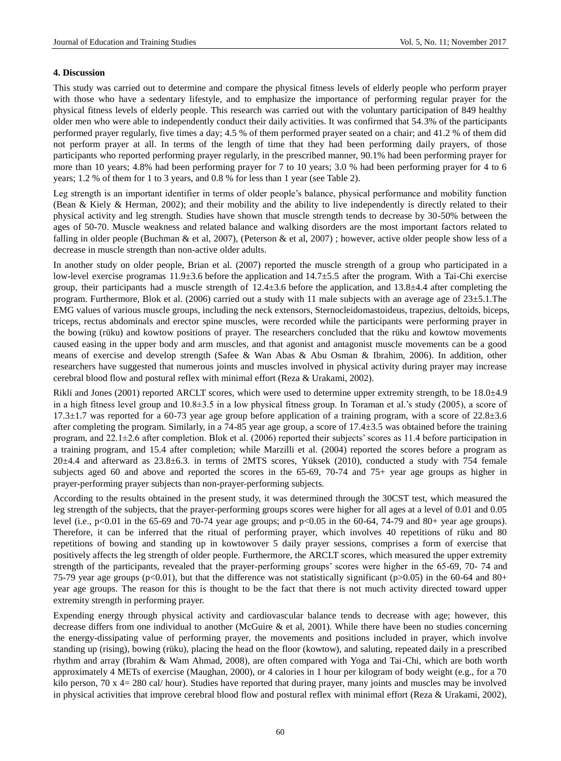### 4. Discussion

This study was carried out to determine and compare the physical fitness levels of elderly people who perform prayer with those who have a sedentary lifestyle, and to emphasize the importance of performing regular prayer for the physical fitness levels of elderly people. This research was carried out with the voluntary participation of 849 healthy older men who were able to independently conduct their daily activities. It was confirmed that 54.3% of the participants performed prayer regularly, five times a day; 4.5 % of them performed prayer seated on a chair; and 41.2 % of them did not perform prayer at all. In terms of the length of time that they had been performing daily prayers, of those participants who reported performing prayer regularly, in the prescribed manner, 90.1% had been performing prayer for more than 10 years; 4.8% had been performing prayer for 7 to 10 years; 3.0 % had been performing prayer for 4 to 6 years; 1.2 % of them for 1 to 3 years, and 0.8 % for less than 1 year (see Table 2).

Leg strength is an important identifier in terms of older people's balance, physical performance and mobility function (Bean & Kiely & Herman, 2002); and their mobility and the ability to live independently is directly related to their physical activity and leg strength. Studies have shown that muscle strength tends to decrease by 30-50% between the ages of 50-70. Muscle weakness and related balance and walking disorders are the most important factors related to falling in older people (Buchman & et al, 2007), (Peterson & et al, 2007) ; however, active older people show less of a decrease in muscle strength than non-active older adults.

In another study on older people, Brian et al. (2007) reported the muscle strength of a group who participated in a low-level exercise programas 11.9±3.6 before the application and 14.7±5.5 after the program. With a Tai-Chi exercise group, their participants had a muscle strength of 12.4±3.6 before the application, and 13.8±4.4 after completing the program. Furthermore, Blok et al. (2006) carried out a study with 11 male subjects with an average age of 23±5.1.The EMG values of various muscle groups, including the neck extensors, Sternocleidomastoideus, trapezius, deltoids, biceps, triceps, rectus abdominals and erector spine muscles, were recorded while the participants were performing prayer in the bowing (rüku) and kowtow positions of prayer. The researchers concluded that the rüku and kowtow movements caused easing in the upper body and arm muscles, and that agonist and antagonist muscle movements can be a good means of exercise and develop strength (Safee & Wan Abas & Abu Osman & Ibrahim, 2006). In addition, other researchers have suggested that numerous joints and muscles involved in physical activity during prayer may increase cerebral blood flow and postural reflex with minimal effort (Reza & Urakami, 2002).

Rikli and Jones (2001) reported ARCLT scores, which were used to determine upper extremity strength, to be 18.0±4.9 in a high fitness level group and 10.8±3.5 in a low physical fitness group. In Toraman et al.'s study (2005), a score of 17.3±1.7 was reported for a 60-73 year age group before application of a training program, with a score of 22.8±3.6 after completing the program. Similarly, in a 74-85 year age group, a score of 17.4±3.5 was obtained before the training program, and 22.1±2.6 after completion. Blok et al. (2006) reported their subjects' scores as 11.4 before participation in a training program, and 15.4 after completion; while Marzilli et al. (2004) reported the scores before a program as 20±4.4 and afterward as 23.8±6.3. in terms of 2MTS scores, Yüksek (2010), conducted a study with 754 female subjects aged 60 and above and reported the scores in the 65-69, 70-74 and 75+ year age groups as higher in prayer-performing prayer subjects than non-prayer-performing subjects.

According to the results obtained in the present study, it was determined through the 30CST test, which measured the leg strength of the subjects, that the prayer-performing groups scores were higher for all ages at a level of 0.01 and 0.05 level (i.e., $p<0.01$ in the 65-69 and 70-74 year age groups; and $p<0.05$ in the 60-64, 74-79 and 80+ year age groups). Therefore, it can be inferred that the ritual of performing prayer, which involves 40 repetitions of rüku and 80 repetitions of bowing and standing up in kowtowover 5 daily prayer sessions, comprises a form of exercise that positively affects the leg strength of older people. Furthermore, the ARCLT scores, which measured the upper extremity strength of the participants, revealed that the prayer-performing groups' scores were higher in the 65-69, 70- 74 and 75-79 year age groups ($p<0.01$), but that the difference was not statistically significant ($p>0.05$) in the 60-64 and 80+ year age groups. The reason for this is thought to be the fact that there is not much activity directed toward upper extremity strength in performing prayer.

Expending energy through physical activity and cardiovascular balance tends to decrease with age; however, this decrease differs from one individual to another (McGuire & et al, 2001). While there have been no studies concerning the energy-dissipating value of performing prayer, the movements and positions included in prayer, which involve standing up (rising), bowing (rüku), placing the head on the floor (kowtow), and saluting, repeated daily in a prescribed rhythm and array (Ibrahim & Wam Ahmad, 2008), are often compared with Yoga and Tai-Chi, which are both worth approximately 4 METs of exercise (Maughan, 2000), or 4 calories in 1 hour per kilogram of body weight (e.g., for a 70 kilo person, 70 x 4= 280 cal/ hour). Studies have reported that during prayer, many joints and muscles may be involved in physical activities that improve cerebral blood flow and postural reflex with minimal effort (Reza & Urakami, 2002),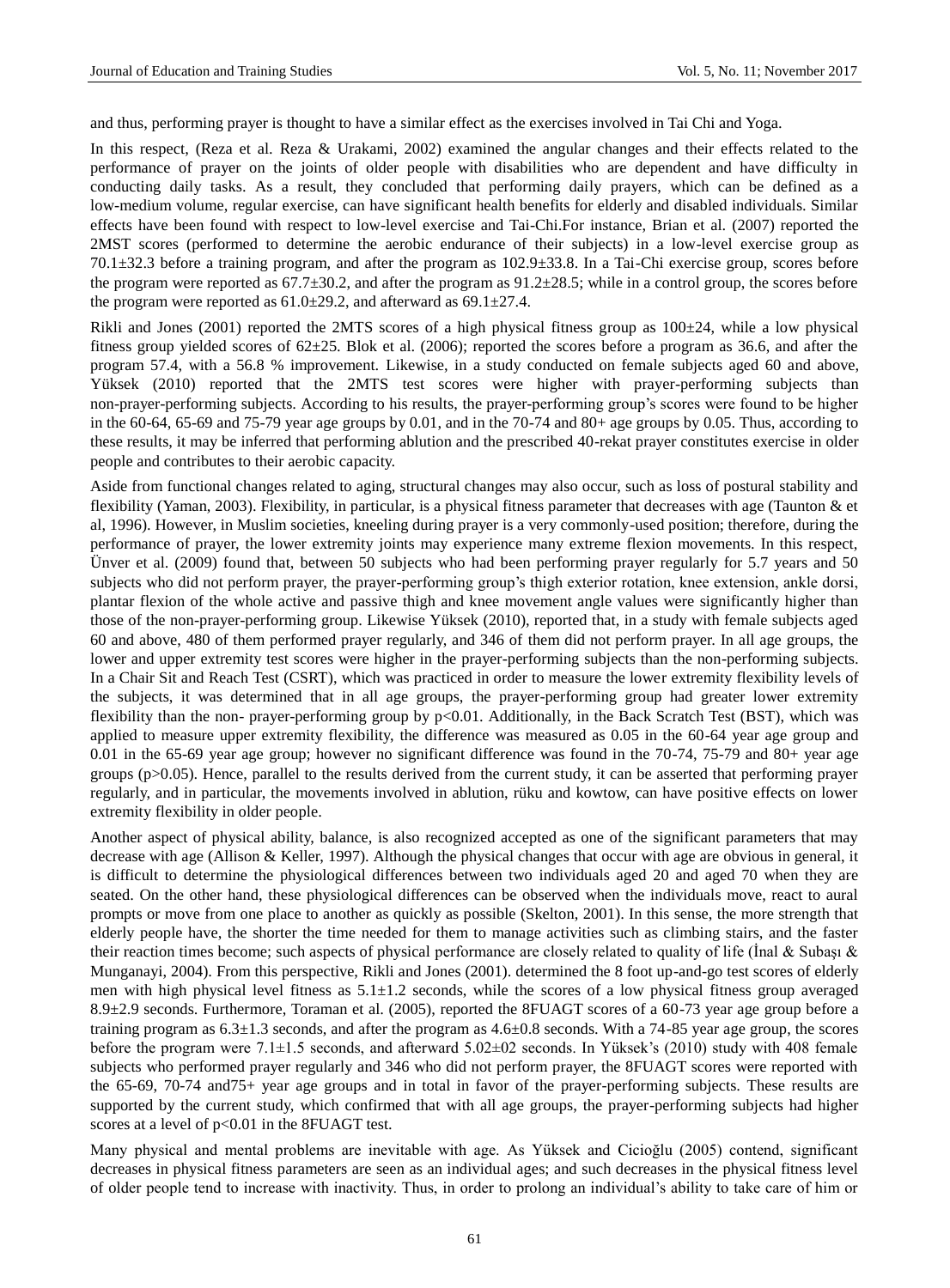and thus, performing prayer is thought to have a similar effect as the exercises involved in Tai Chi and Yoga.

In this respect, (Reza et al. Reza & Urakami, 2002) examined the angular changes and their effects related to the performance of prayer on the joints of older people with disabilities who are dependent and have difficulty in conducting daily tasks. As a result, they concluded that performing daily prayers, which can be defined as a low-medium volume, regular exercise, can have significant health benefits for elderly and disabled individuals. Similar effects have been found with respect to low-level exercise and Tai-Chi.For instance, Brian et al. (2007) reported the 2MST scores (performed to determine the aerobic endurance of their subjects) in a low-level exercise group as 70.1±32.3 before a training program, and after the program as 102.9±33.8. In a Tai-Chi exercise group, scores before the program were reported as 67.7±30.2, and after the program as 91.2±28.5; while in a control group, the scores before the program were reported as 61.0±29.2, and afterward as 69.1±27.4.

Rikli and Jones (2001) reported the 2MTS scores of a high physical fitness group as 100±24, while a low physical fitness group yielded scores of 62±25. Blok et al. (2006); reported the scores before a program as 36.6, and after the program 57.4, with a 56.8 % improvement. Likewise, in a study conducted on female subjects aged 60 and above, Yüksek (2010) reported that the 2MTS test scores were higher with prayer-performing subjects than non-prayer-performing subjects. According to his results, the prayer-performing group's scores were found to be higher in the 60-64, 65-69 and 75-79 year age groups by 0.01, and in the 70-74 and 80+ age groups by 0.05. Thus, according to these results, it may be inferred that performing ablution and the prescribed 40-rekat prayer constitutes exercise in older people and contributes to their aerobic capacity.

Aside from functional changes related to aging, structural changes may also occur, such as loss of postural stability and flexibility (Yaman, 2003). Flexibility, in particular, is a physical fitness parameter that decreases with age (Taunton & et al, 1996). However, in Muslim societies, kneeling during prayer is a very commonly-used position; therefore, during the performance of prayer, the lower extremity joints may experience many extreme flexion movements. In this respect, Ünver et al. (2009) found that, between 50 subjects who had been performing prayer regularly for 5.7 years and 50 subjects who did not perform prayer, the prayer-performing group's thigh exterior rotation, knee extension, ankle dorsi, plantar flexion of the whole active and passive thigh and knee movement angle values were significantly higher than those of the non-prayer-performing group. Likewise Yüksek (2010), reported that, in a study with female subjects aged 60 and above, 480 of them performed prayer regularly, and 346 of them did not perform prayer. In all age groups, the lower and upper extremity test scores were higher in the prayer-performing subjects than the non-performing subjects. In a Chair Sit and Reach Test (CSRT), which was practiced in order to measure the lower extremity flexibility levels of the subjects, it was determined that in all age groups, the prayer-performing group had greater lower extremity flexibility than the non- prayer-performing group by $p<0.01$. Additionally, in the Back Scratch Test (BST), which was applied to measure upper extremity flexibility, the difference was measured as 0.05 in the 60-64 year age group and 0.01 in the 65-69 year age group; however no significant difference was found in the 70-74, 75-79 and 80+ year age groups ($p>0.05$). Hence, parallel to the results derived from the current study, it can be asserted that performing prayer regularly, and in particular, the movements involved in ablution, rüku and kowtow, can have positive effects on lower extremity flexibility in older people.

Another aspect of physical ability, balance, is also recognized accepted as one of the significant parameters that may decrease with age (Allison & Keller, 1997). Although the physical changes that occur with age are obvious in general, it is difficult to determine the physiological differences between two individuals aged 20 and aged 70 when they are seated. On the other hand, these physiological differences can be observed when the individuals move, react to aural prompts or move from one place to another as quickly as possible (Skelton, 2001). In this sense, the more strength that elderly people have, the shorter the time needed for them to manage activities such as climbing stairs, and the faster their reaction times become; such aspects of physical performance are closely related to quality of life (İnal & Subaşı & Munganayi, 2004). From this perspective, Rikli and Jones (2001). determined the 8 foot up-and-go test scores of elderly men with high physical level fitness as 5.1±1.2 seconds, while the scores of a low physical fitness group averaged 8.9±2.9 seconds. Furthermore, Toraman et al. (2005), reported the 8FUAGT scores of a 60-73 year age group before a training program as 6.3±1.3 seconds, and after the program as 4.6±0.8 seconds. With a 74-85 year age group, the scores before the program were 7.1±1.5 seconds, and afterward 5.02±02 seconds. In Yüksek's (2010) study with 408 female subjects who performed prayer regularly and 346 who did not perform prayer, the 8FUAGT scores were reported with the 65-69, 70-74 and75+ year age groups and in total in favor of the prayer-performing subjects. These results are supported by the current study, which confirmed that with all age groups, the prayer-performing subjects had higher scores at a level of $p<0.01$ in the 8FUAGT test.

Many physical and mental problems are inevitable with age. As Yüksek and Cicioğlu (2005) contend, significant decreases in physical fitness parameters are seen as an individual ages; and such decreases in the physical fitness level of older people tend to increase with inactivity. Thus, in order to prolong an individual's ability to take care of him or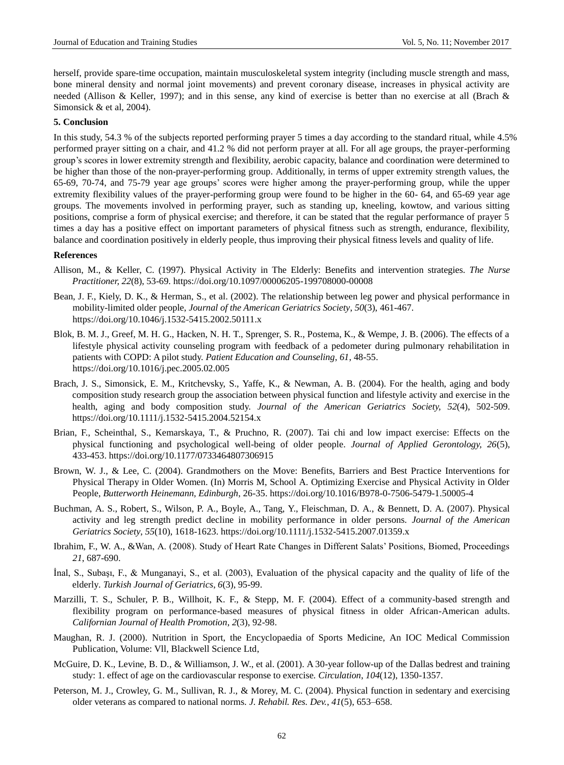herself, provide spare-time occupation, maintain musculoskeletal system integrity (including muscle strength and mass, bone mineral density and normal joint movements) and prevent coronary disease, increases in physical activity are needed (Allison & Keller, 1997); and in this sense, any kind of exercise is better than no exercise at all (Brach & Simonsick & et al, 2004).

## 5. Conclusion

In this study, 54.3 % of the subjects reported performing prayer 5 times a day according to the standard ritual, while 4.5% performed prayer sitting on a chair, and 41.2 % did not perform prayer at all. For all age groups, the prayer-performing group's scores in lower extremity strength and flexibility, aerobic capacity, balance and coordination were determined to be higher than those of the non-prayer-performing group. Additionally, in terms of upper extremity strength values, the 65-69, 70-74, and 75-79 year age groups' scores were higher among the prayer-performing group, while the upper extremity flexibility values of the prayer-performing group were found to be higher in the 60- 64, and 65-69 year age groups. The movements involved in performing prayer, such as standing up, kneeling, kowtow, and various sitting positions, comprise a form of physical exercise; and therefore, it can be stated that the regular performance of prayer 5 times a day has a positive effect on important parameters of physical fitness such as strength, endurance, flexibility, balance and coordination positively in elderly people, thus improving their physical fitness levels and quality of life.

## References

Allison, M., & Keller, C. (1997). Physical Activity in The Elderly: Benefits and intervention strategies. *The Nurse Practitioner, 22*(8), 53-69. https://doi.org/10.1097/00006205-199708000-00008

Bean, J. F., Kiely, D. K., & Herman, S., et al. (2002). The relationship between leg power and physical performance in mobility-limited older people, *Journal of the American Geriatrics Society*, *50*(3), 461-467. https://doi.org/10.1046/j.1532-5415.2002.50111.x

Blok, B. M. J., Greef, M. H. G., Hacken, N. H. T., Sprenger, S. R., Postema, K., & Wempe, J. B. (2006). The effects of a lifestyle physical activity counseling program with feedback of a pedometer during pulmonary rehabilitation in patients with COPD: A pilot study. *Patient Education and Counseling*, *61*, 48-55. https://doi.org/10.1016/j.pec.2005.02.005

Brach, J. S., Simonsick, E. M., Kritchevsky, S., Yaffe, K., & Newman, A. B. (2004). For the health, aging and body composition study research group the association between physical function and lifestyle activity and exercise in the health, aging and body composition study. *Journal of the American Geriatrics Society, 52*(4), 502-509. https://doi.org/10.1111/j.1532-5415.2004.52154.x

Brian, F., Scheinthal, S., Kemarskaya, T., & Pruchno, R. (2007). Tai chi and low impact exercise: Effects on the physical functioning and psychological well-being of older people. *Journal of Applied Gerontology, 26*(5), 433-453. https://doi.org/10.1177/0733464807306915

Brown, W. J., & Lee, C. (2004). Grandmothers on the Move: Benefits, Barriers and Best Practice Interventions for Physical Therapy in Older Women. (In) Morris M, School A. Optimizing Exercise and Physical Activity in Older People, *Butterworth Heinemann, Edinburgh*, 26-35. https://doi.org/10.1016/B978-0-7506-5479-1.50005-4

Buchman, A. S., Robert, S., Wilson, P. A., Boyle, A., Tang, Y., Fleischman, D. A., & Bennett, D. A. (2007). Physical activity and leg strength predict decline in mobility performance in older persons. *Journal of the American Geriatrics Society, 55*(10), 1618-1623. https://doi.org/10.1111/j.1532-5415.2007.01359.x

Ibrahim, F., W. A., &Wan, A. (2008). Study of Heart Rate Changes in Different Salats' Positions, Biomed, Proceedings *21*, 687-690.

İnal, S., Subaşı, F., & Munganayi, S., et al. (2003), Evaluation of the physical capacity and the quality of life of the elderly. *Turkish Journal of Geriatrics*, *6*(3), 95-99.

Marzilli, T. S., Schuler, P. B., Willhoit, K. F., & Stepp, M. F. (2004). Effect of a community-based strength and flexibility program on performance-based measures of physical fitness in older African-American adults. *Californian Journal of Health Promotion*, *2*(3), 92-98.

Maughan, R. J. (2000). Nutrition in Sport, the Encyclopaedia of Sports Medicine, An IOC Medical Commission Publication, Volume: Vll, Blackwell Science Ltd,

McGuire, D. K., Levine, B. D., & Williamson, J. W., et al. (2001). A 30-year follow-up of the Dallas bedrest and training study: 1. effect of age on the cardiovascular response to exercise. *Circulation*, *104*(12), 1350-1357.

Peterson, M. J., Crowley, G. M., Sullivan, R. J., & Morey, M. C. (2004). Physical function in sedentary and exercising older veterans as compared to national norms. *J. Rehabil. Res. Dev.*, *41*(5), 653–658.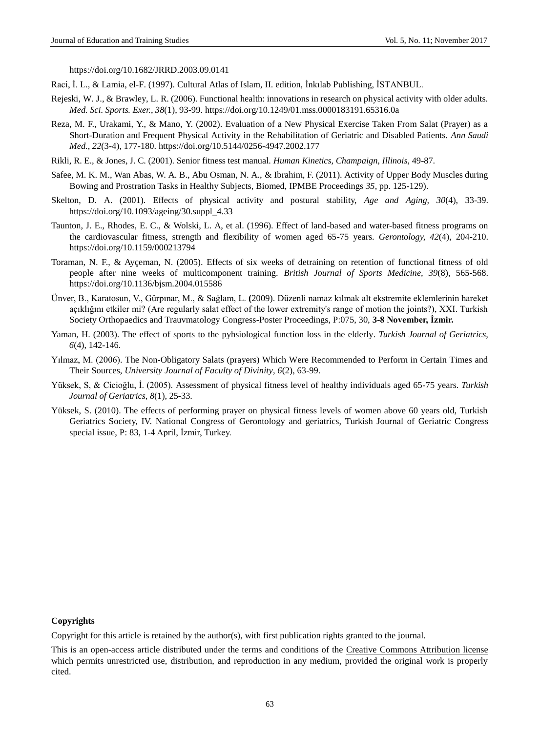https://doi.org/10.1682/JRRD.2003.09.0141

Raci, İ. L., & Lamia, el-F. (1997). Cultural Atlas of Islam, II. edition, İnkılab Publishing, İSTANBUL.

Rejeski, W. J., & Brawley, L. R. (2006). Functional health: innovations in research on physical activity with older adults. *Med. Sci. Sports. Exer.*, *38*(1), 93-99. https://doi.org/10.1249/01.mss.0000183191.65316.0a

Reza, M. F., Urakami, Y., & Mano, Y. (2002). Evaluation of a New Physical Exercise Taken From Salat (Prayer) as a Short-Duration and Frequent Physical Activity in the Rehabilitation of Geriatric and Disabled Patients. *Ann Saudi Med.*, *22*(3-4), 177-180. https://doi.org/10.5144/0256-4947.2002.177

Rikli, R. E., & Jones, J. C. (2001). Senior fitness test manual. *Human Kinetics, Champaign, Illinois*, 49-87.

Safee, M. K. M., Wan Abas, W. A. B., Abu Osman, N. A., & Ibrahim, F. (2011). Activity of Upper Body Muscles during Bowing and Prostration Tasks in Healthy Subjects, Biomed, IPMBE Proceedings *35*, pp. 125-129).

Skelton, D. A. (2001). Effects of physical activity and postural stability, *Age and Aging, 30*(4), 33-39. https://doi.org/10.1093/ageing/30.suppl_4.33

Taunton, J. E., Rhodes, E. C., & Wolski, L. A, et al. (1996). Effect of land-based and water-based fitness programs on the cardiovascular fitness, strength and flexibility of women aged 65-75 years. *Gerontology, 42*(4), 204-210. https://doi.org/10.1159/000213794

Toraman, N. F., & Ayçeman, N. (2005). Effects of six weeks of detraining on retention of functional fitness of old people after nine weeks of multicomponent training. *British Journal of Sports Medicine, 39*(8), 565-568. https://doi.org/10.1136/bjsm.2004.015586

Ünver, B., Karatosun, V., Gürpınar, M., & Sağlam, L. **(**2009). Düzenli namaz kılmak alt ekstremite eklemlerinin hareket açıklığını etkiler mi? (Are regularly salat effect of the lower extremity's range of motion the joints?), XXI. Turkish Society Orthopaedics and Trauvmatology Congress-Poster Proceedings, P:075, 30, **3-8 November, İzmir.**

Yaman, H. (2003). The effect of sports to the pyhsiological function loss in the elderly. *Turkish Journal of Geriatrics, 6*(4), 142-146.

Yılmaz, M. (2006). The Non-Obligatory Salats (prayers) Which Were Recommended to Perform in Certain Times and Their Sources, *University Journal of Faculty of Divinity*, *6*(2), 63-99.

Yüksek, S, & Cicioğlu, İ. (2005). Assessment of physical fitness level of healthy individuals aged 65-75 years. *Turkish Journal of Geriatrics*, *8*(1), 25-33.

Yüksek, S. (2010). The effects of performing prayer on physical fitness levels of women above 60 years old, Turkish Geriatrics Society, IV. National Congress of Gerontology and geriatrics, Turkish Journal of Geriatric Congress special issue, P: 83, 1-4 April, İzmir, Turkey.

**Copyrights**

Copyright for this article is retained by the author(s), with first publication rights granted to the journal.

This is an open-access article distributed under the terms and conditions of the Creative Commons Attribution license which permits unrestricted use, distribution, and reproduction in any medium, provided the original work is properly cited.